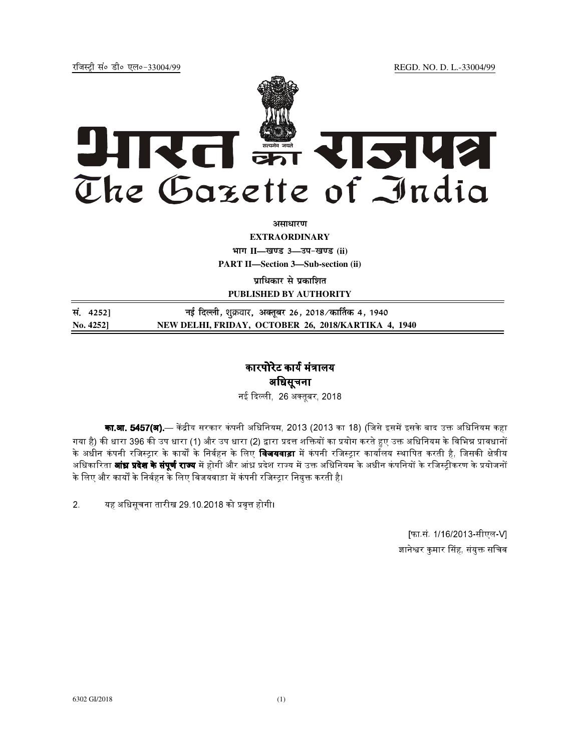रजिस्ट्री सं० डी० एल०-33004/99 REGD. NO. D. L.-33004/99

# भारत का राजपत्र
# The Gazette of India

**असाधारण**

**EXTRAORDINARY**

**भाग II—खण्ड 3—उप-खण्ड (ii)**

**PART II—Section 3—Sub-section (ii)**

**प्राधिकार से प्रकाशित**

**PUBLISHED BY AUTHORITY**

| | |
|---|---|
| **सं. 4252]** | **नई दिल्ली, शुक्रवार, अक्तूबर 26, 2018/कार्तिक 4, 1940** |
| **No. 4252]** | **NEW DELHI, FRIDAY, OCTOBER 26, 2018/KARTIKA 4, 1940** |

## कारपोरेट कार्य मंत्रालय

## अधिसूचना

नई दिल्ली, 26 अक्तूबर, 2018

**का.आ. 5457(अ).**— केंद्रीय सरकार कंपनी अधिनियम, 2013 (2013 का 18) (जिसे इसमें इसके बाद उक्त अधिनियम कहा गया है) की धारा 396 की उप धारा (1) और उप धारा (2) द्वारा प्रदत्त शक्तियों का प्रयोग करते हुए उक्त अधिनियम के विभिन्न प्रावधानों के अधीन कंपनी रजिस्ट्रार के कार्यों के निर्वहन के लिए **विजयवाड़ा** में कंपनी रजिस्ट्रार कार्यालय स्थापित करती है, जिसकी क्षेत्रीय अधिकारिता **आंध्र प्रदेश के संपूर्ण राज्य** में होगी और आंध्र प्रदेश राज्य में उक्त अधिनियम के अधीन कंपनियों के रजिस्ट्रीकरण के प्रयोजनों के लिए और कार्यों के निर्वहन के लिए विजयवाड़ा में कंपनी रजिस्ट्रार नियुक्त करती है।

2. यह अधिसूचना तारीख 29.10.2018 को प्रवृत्त होगी।

[फा.सं. 1/16/2013-सीएल-V]

ज्ञानेश्वर कुमार सिंह, संयुक्त सचिव

6302 GI/2018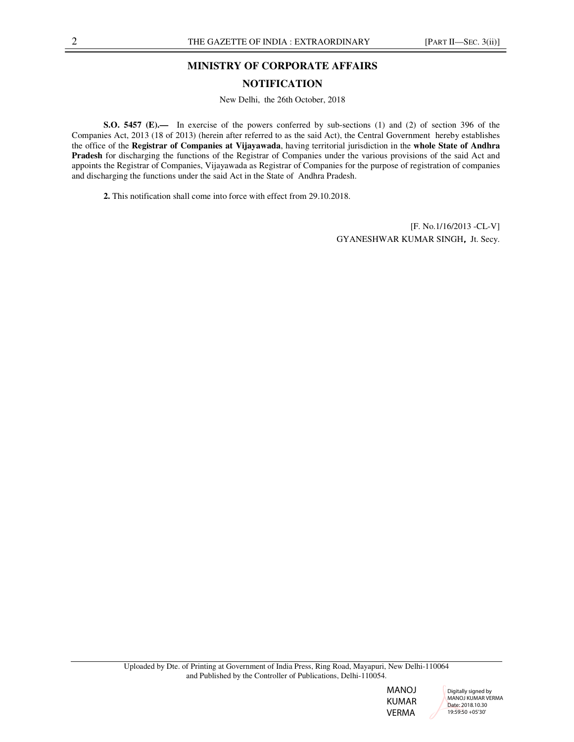## MINISTRY OF CORPORATE AFFAIRS

## NOTIFICATION

New Delhi, the 26th October, 2018

**S.O. 5457 (E).—** In exercise of the powers conferred by sub-sections (1) and (2) of section 396 of the Companies Act, 2013 (18 of 2013) (herein after referred to as the said Act), the Central Government hereby establishes the office of the **Registrar of Companies at Vijayawada**, having territorial jurisdiction in the **whole State of Andhra Pradesh** for discharging the functions of the Registrar of Companies under the various provisions of the said Act and appoints the Registrar of Companies, Vijayawada as Registrar of Companies for the purpose of registration of companies and discharging the functions under the said Act in the State of Andhra Pradesh.

**2.** This notification shall come into force with effect from 29.10.2018.

[F. No.1/16/2013 -CL-V]

GYANESHWAR KUMAR SINGH, Jt. Secy.

Uploaded by Dte. of Printing at Government of India Press, Ring Road, Mayapuri, New Delhi-110064 and Published by the Controller of Publications, Delhi-110054.

MANOJ KUMAR VERMA

Digitally signed by MANOJ KUMAR VERMA
Date: 2018.10.30 19:59:50 +05'30'